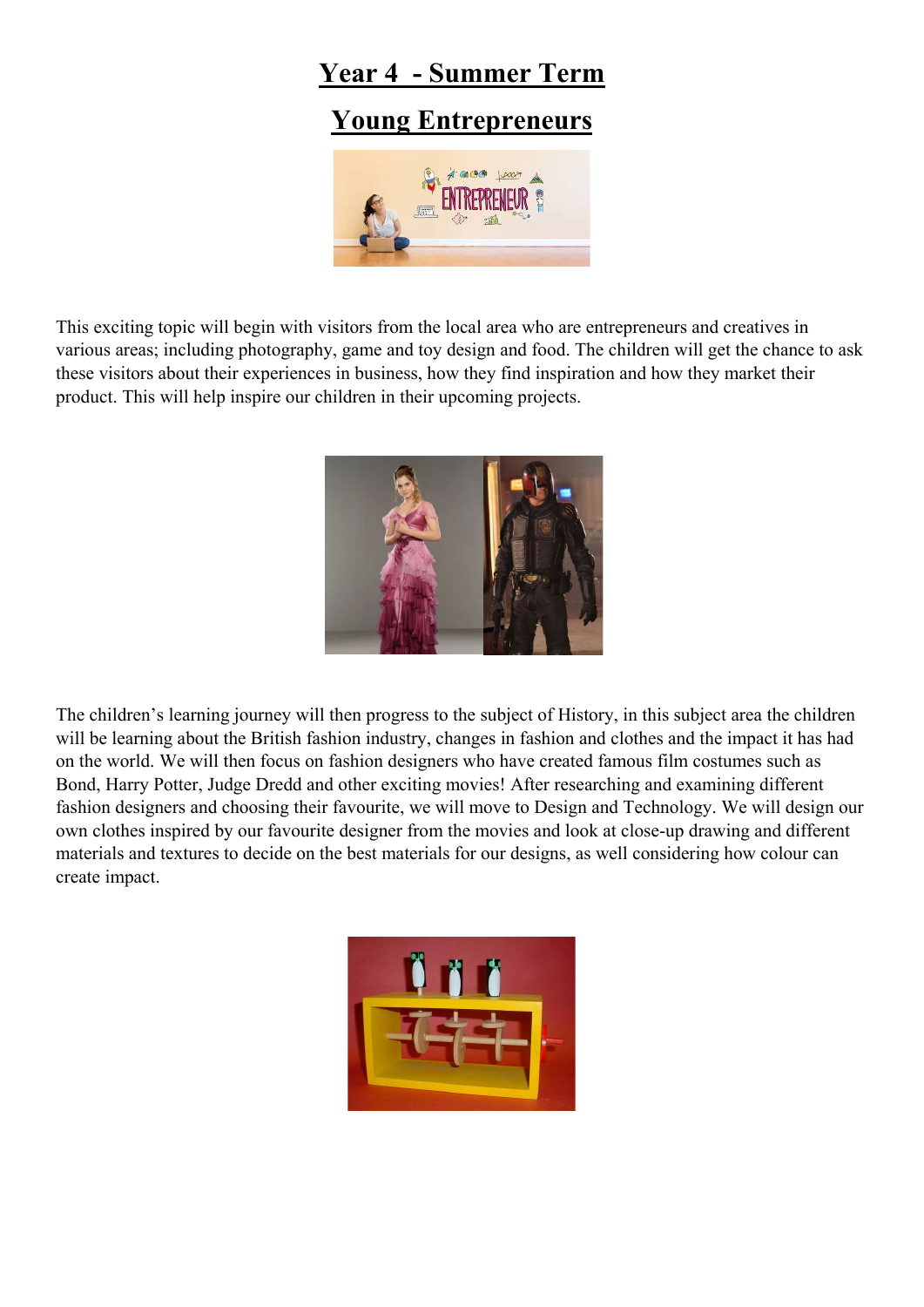# Year 4 - Summer Term

## Young Entrepreneurs

This exciting topic will begin with visitors from the local area who are entrepreneurs and creatives in various areas; including photography, game and toy design and food. The children will get the chance to ask these visitors about their experiences in business, how they find inspiration and how they market their product. This will help inspire our children in their upcoming projects.

The children's learning journey will then progress to the subject of History, in this subject area the children will be learning about the British fashion industry, changes in fashion and clothes and the impact it has had on the world. We will then focus on fashion designers who have created famous film costumes such as Bond, Harry Potter, Judge Dredd and other exciting movies! After researching and examining different fashion designers and choosing their favourite, we will move to Design and Technology. We will design our own clothes inspired by our favourite designer from the movies and look at close-up drawing and different materials and textures to decide on the best materials for our designs, as well considering how colour can create impact.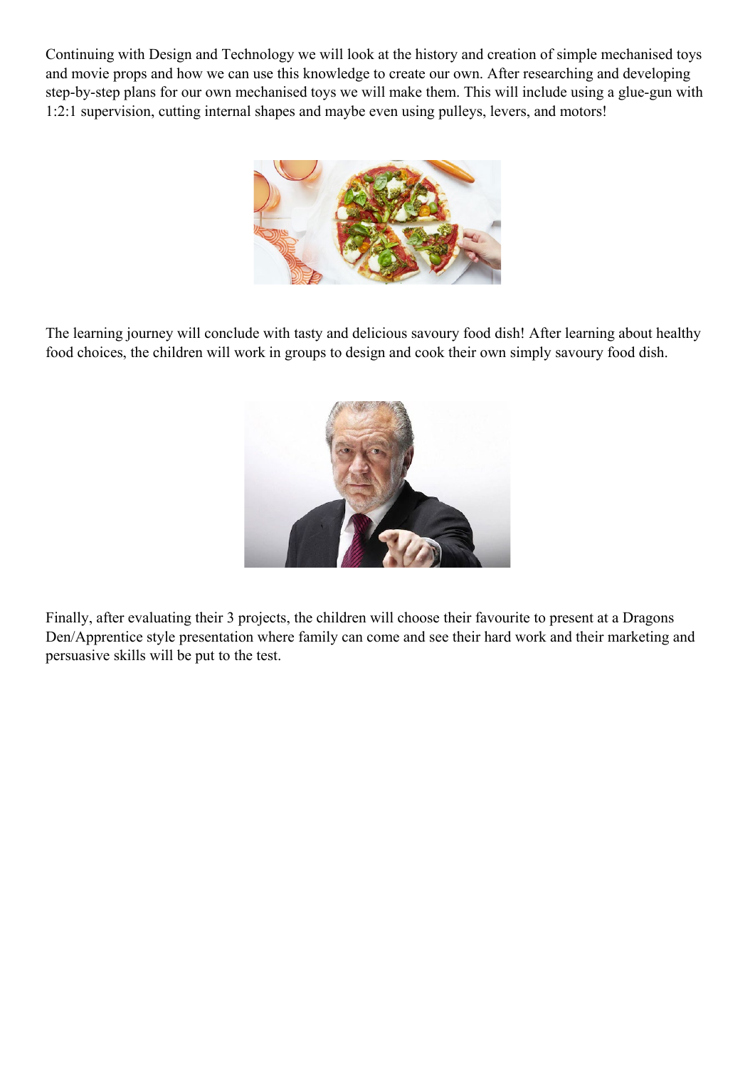Continuing with Design and Technology we will look at the history and creation of simple mechanised toys and movie props and how we can use this knowledge to create our own. After researching and developing step-by-step plans for our own mechanised toys we will make them. This will include using a glue-gun with 1:2:1 supervision, cutting internal shapes and maybe even using pulleys, levers, and motors!

The learning journey will conclude with tasty and delicious savoury food dish! After learning about healthy food choices, the children will work in groups to design and cook their own simply savoury food dish.

Finally, after evaluating their 3 projects, the children will choose their favourite to present at a Dragons Den/Apprentice style presentation where family can come and see their hard work and their marketing and persuasive skills will be put to the test.